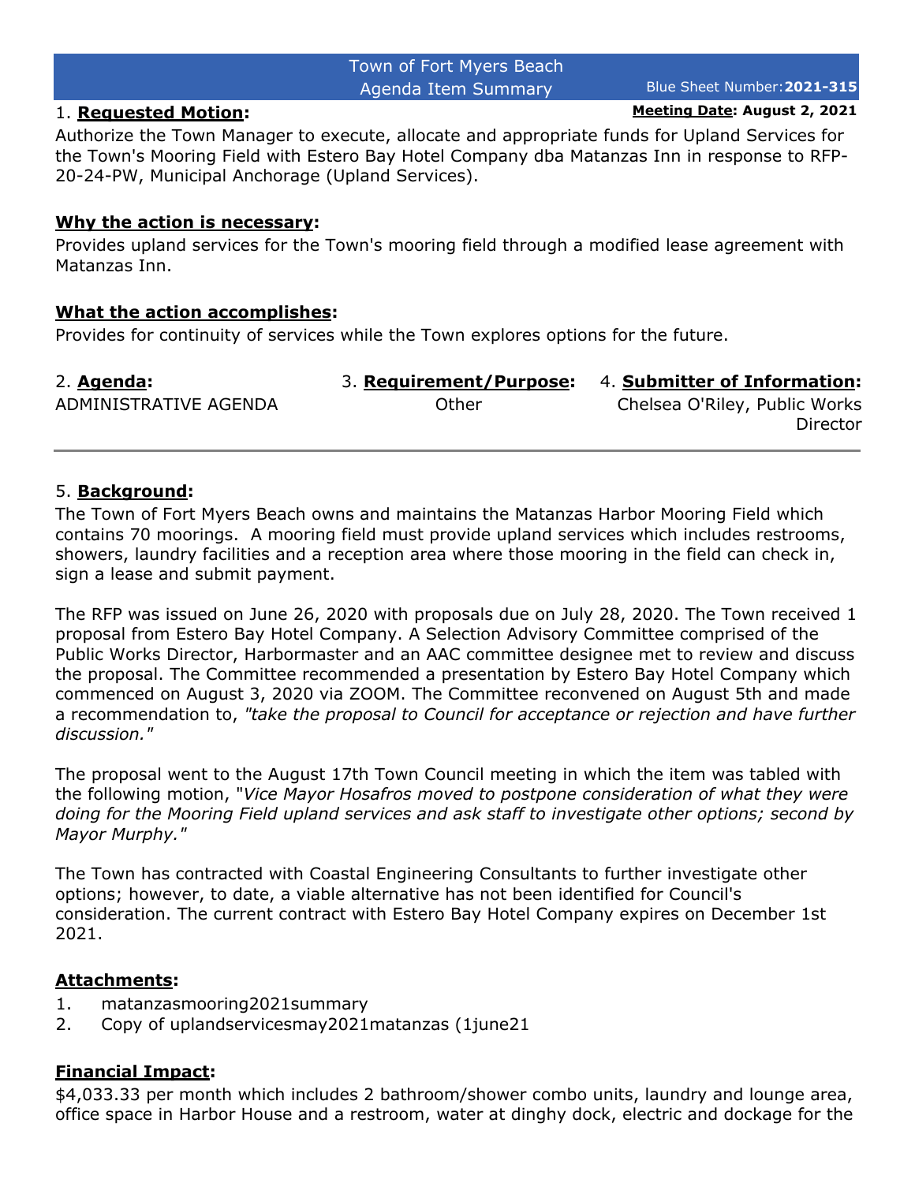Town of Fort Myers Beach
Agenda Item Summary

Blue Sheet Number: **2021-315**

1. **Requested Motion:**

**Meeting Date: August 2, 2021**

Authorize the Town Manager to execute, allocate and appropriate funds for Upland Services for the Town's Mooring Field with Estero Bay Hotel Company dba Matanzas Inn in response to RFP-20-24-PW, Municipal Anchorage (Upland Services).

**Why the action is necessary:**

Provides upland services for the Town's mooring field through a modified lease agreement with Matanzas Inn.

**What the action accomplishes:**

Provides for continuity of services while the Town explores options for the future.

| 2. **Agenda:** | 3. **Requirement/Purpose:** | 4. **Submitter of Information:** |
|---|---|---|
| ADMINISTRATIVE AGENDA | Other | Chelsea O'Riley, Public Works Director |

5. **Background:**

The Town of Fort Myers Beach owns and maintains the Matanzas Harbor Mooring Field which contains 70 moorings. A mooring field must provide upland services which includes restrooms, showers, laundry facilities and a reception area where those mooring in the field can check in, sign a lease and submit payment.

The RFP was issued on June 26, 2020 with proposals due on July 28, 2020. The Town received 1 proposal from Estero Bay Hotel Company. A Selection Advisory Committee comprised of the Public Works Director, Harbormaster and an AAC committee designee met to review and discuss the proposal. The Committee recommended a presentation by Estero Bay Hotel Company which commenced on August 3, 2020 via ZOOM. The Committee reconvened on August 5th and made a recommendation to, *"take the proposal to Council for acceptance or rejection and have further discussion."*

The proposal went to the August 17th Town Council meeting in which the item was tabled with the following motion, "*Vice Mayor Hosafros moved to postpone consideration of what they were doing for the Mooring Field upland services and ask staff to investigate other options; second by Mayor Murphy."*

The Town has contracted with Coastal Engineering Consultants to further investigate other options; however, to date, a viable alternative has not been identified for Council's consideration. The current contract with Estero Bay Hotel Company expires on December 1st 2021.

**Attachments:**

1. matanzasmooring2021summary
2. Copy of uplandservicesmay2021matanzas (1june21

**Financial Impact:**

$4,033.33 per month which includes 2 bathroom/shower combo units, laundry and lounge area, office space in Harbor House and a restroom, water at dinghy dock, electric and dockage for the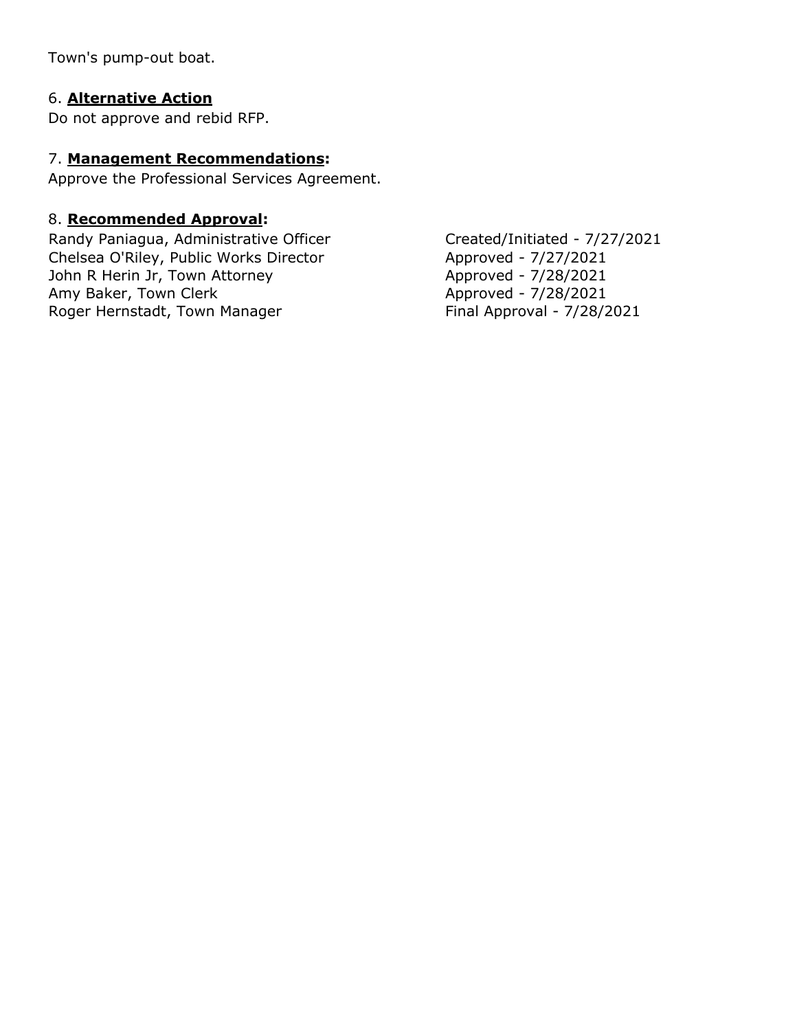Town's pump-out boat.

6. **Alternative Action**

Do not approve and rebid RFP.

7. **Management Recommendations:**

Approve the Professional Services Agreement.

8. **Recommended Approval:**

| | |
|---|---|
| Randy Paniagua, Administrative Officer | Created/Initiated - 7/27/2021 |
| Chelsea O'Riley, Public Works Director | Approved - 7/27/2021 |
| John R Herin Jr, Town Attorney | Approved - 7/28/2021 |
| Amy Baker, Town Clerk | Approved - 7/28/2021 |
| Roger Hernstadt, Town Manager | Final Approval - 7/28/2021 |